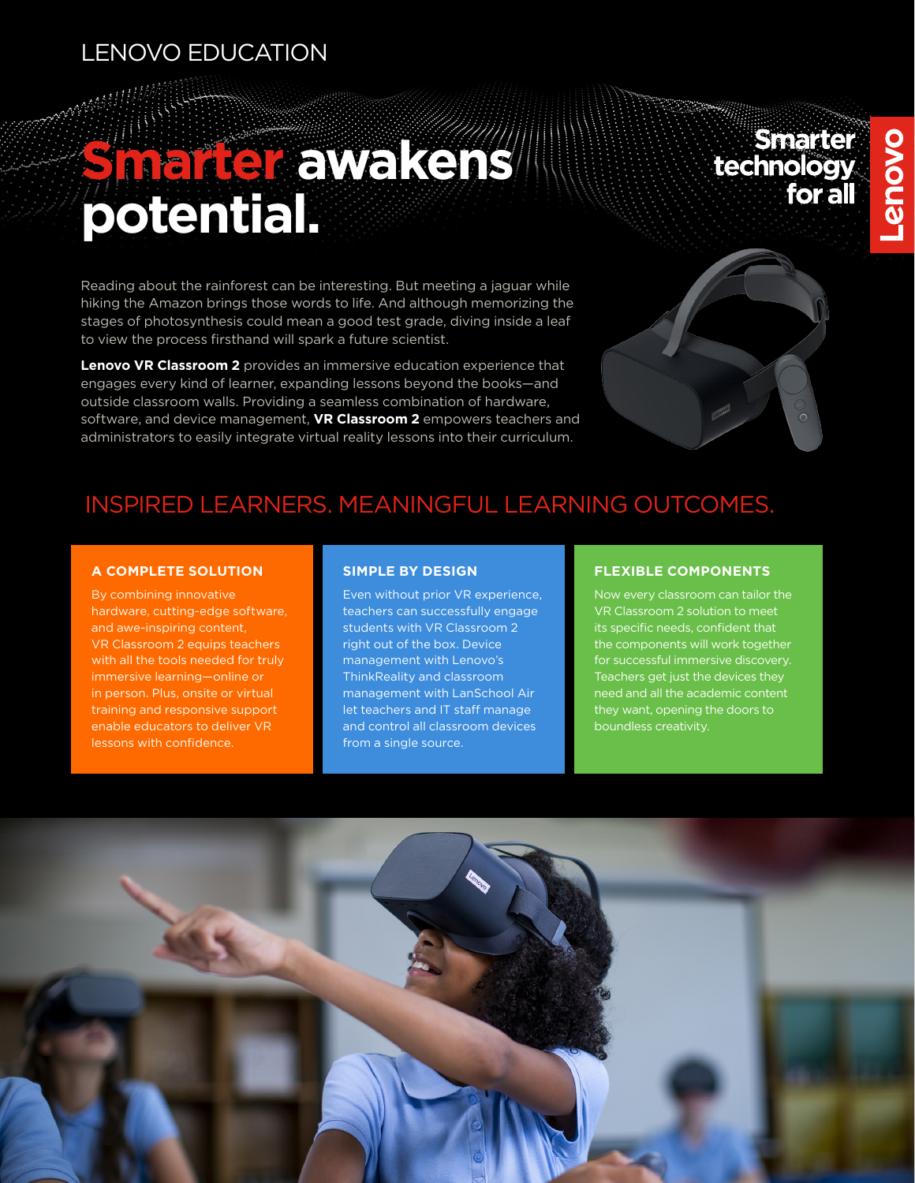LENOVO EDUCATION

# Smarter awakens potential.

Smarter technology for all

Reading about the rainforest can be interesting. But meeting a jaguar while hiking the Amazon brings those words to life. And although memorizing the stages of photosynthesis could mean a good test grade, diving inside a leaf to view the process firsthand will spark a future scientist.

**Lenovo VR Classroom 2** provides an immersive education experience that engages every kind of learner, expanding lessons beyond the books—and outside classroom walls. Providing a seamless combination of hardware, software, and device management, **VR Classroom 2** empowers teachers and administrators to easily integrate virtual reality lessons into their curriculum.

## INSPIRED LEARNERS. MEANINGFUL LEARNING OUTCOMES.

### A COMPLETE SOLUTION

By combining innovative hardware, cutting-edge software, and awe-inspiring content, VR Classroom 2 equips teachers with all the tools needed for truly immersive learning—online or in person. Plus, onsite or virtual training and responsive support enable educators to deliver VR lessons with confidence.

### SIMPLE BY DESIGN

Even without prior VR experience, teachers can successfully engage students with VR Classroom 2 right out of the box. Device management with Lenovo's ThinkReality and classroom management with LanSchool Air let teachers and IT staff manage and control all classroom devices from a single source.

### FLEXIBLE COMPONENTS

Now every classroom can tailor the VR Classroom 2 solution to meet its specific needs, confident that the components will work together for successful immersive discovery. Teachers get just the devices they need and all the academic content they want, opening the doors to boundless creativity.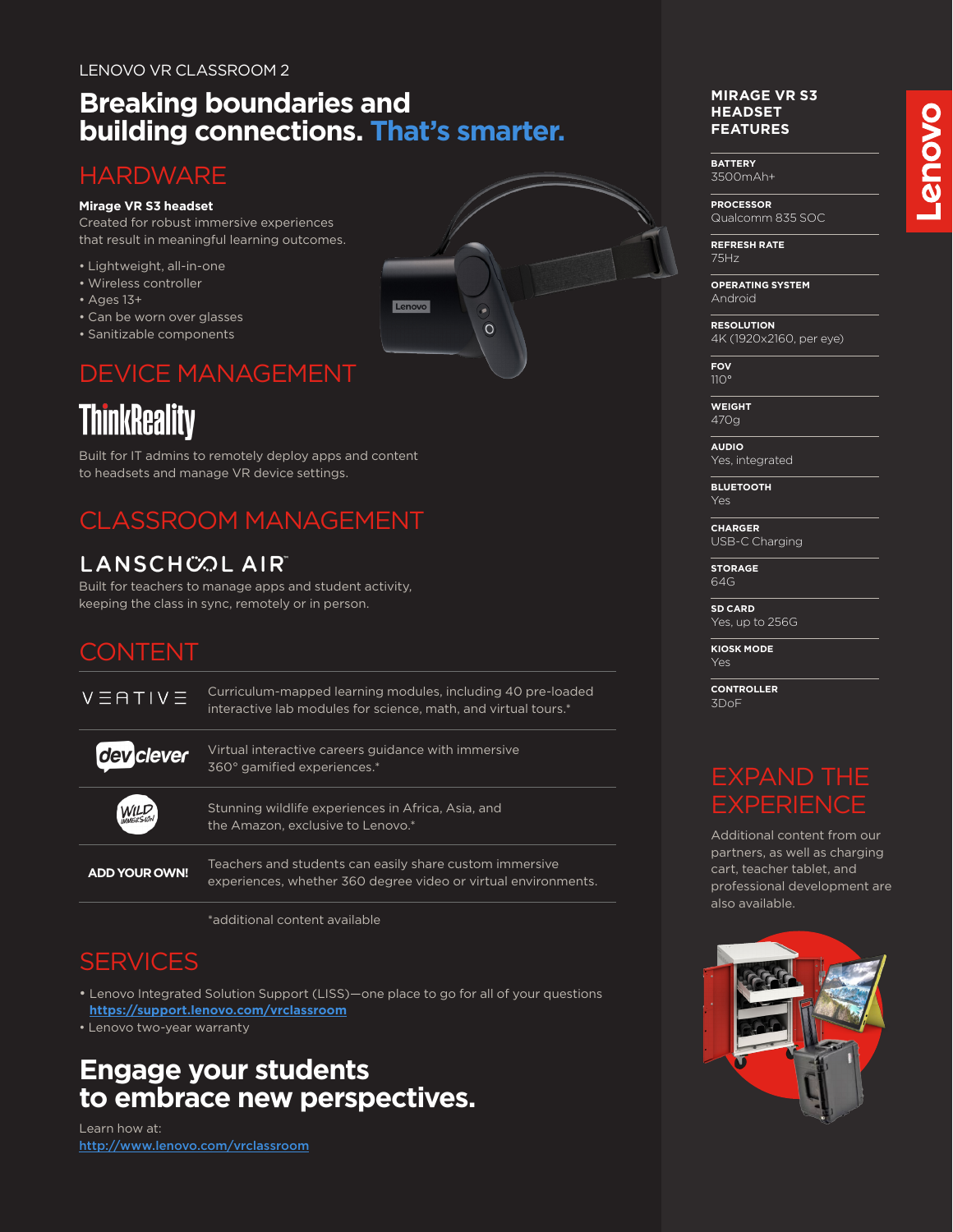LENOVO VR CLASSROOM 2

# Breaking boundaries and building connections. That's smarter.

## HARDWARE

**Mirage VR S3 headset**
Created for robust immersive experiences that result in meaningful learning outcomes.

- Lightweight, all-in-one
- Wireless controller
- Ages 13+
- Can be worn over glasses
- Sanitizable components

## DEVICE MANAGEMENT

### ThinkReality

Built for IT admins to remotely deploy apps and content to headsets and manage VR device settings.

## CLASSROOM MANAGEMENT

### LANSCHOOL AIR™

Built for teachers to manage apps and student activity, keeping the class in sync, remotely or in person.

## CONTENT

| | |
|---|---|
| VEATIVE | Curriculum-mapped learning modules, including 40 pre-loaded interactive lab modules for science, math, and virtual tours.* |
| devclever | Virtual interactive careers guidance with immersive 360° gamified experiences.* |
| WILD IMMERSION | Stunning wildlife experiences in Africa, Asia, and the Amazon, exclusive to Lenovo.* |
| ADD YOUR OWN! | Teachers and students can easily share custom immersive experiences, whether 360 degree video or virtual environments. |

*additional content available

## SERVICES

- Lenovo Integrated Solution Support (LISS)—one place to go for all of your questions https://support.lenovo.com/vrclassroom
- Lenovo two-year warranty

# Engage your students to embrace new perspectives.

Learn how at:
http://www.lenovo.com/vrclassroom

## MIRAGE VR S3 HEADSET FEATURES

**BATTERY**
3500mAh+

**PROCESSOR**
Qualcomm 835 SOC

**REFRESH RATE**
75Hz

**OPERATING SYSTEM**
Android

**RESOLUTION**
4K (1920x2160, per eye)

**FOV**
110°

**WEIGHT**
470g

**AUDIO**
Yes, integrated

**BLUETOOTH**
Yes

**CHARGER**
USB-C Charging

**STORAGE**
64G

**SD CARD**
Yes, up to 256G

**KIOSK MODE**
Yes

**CONTROLLER**
3DoF

## EXPAND THE EXPERIENCE

Additional content from our partners, as well as charging cart, teacher tablet, and professional development are also available.